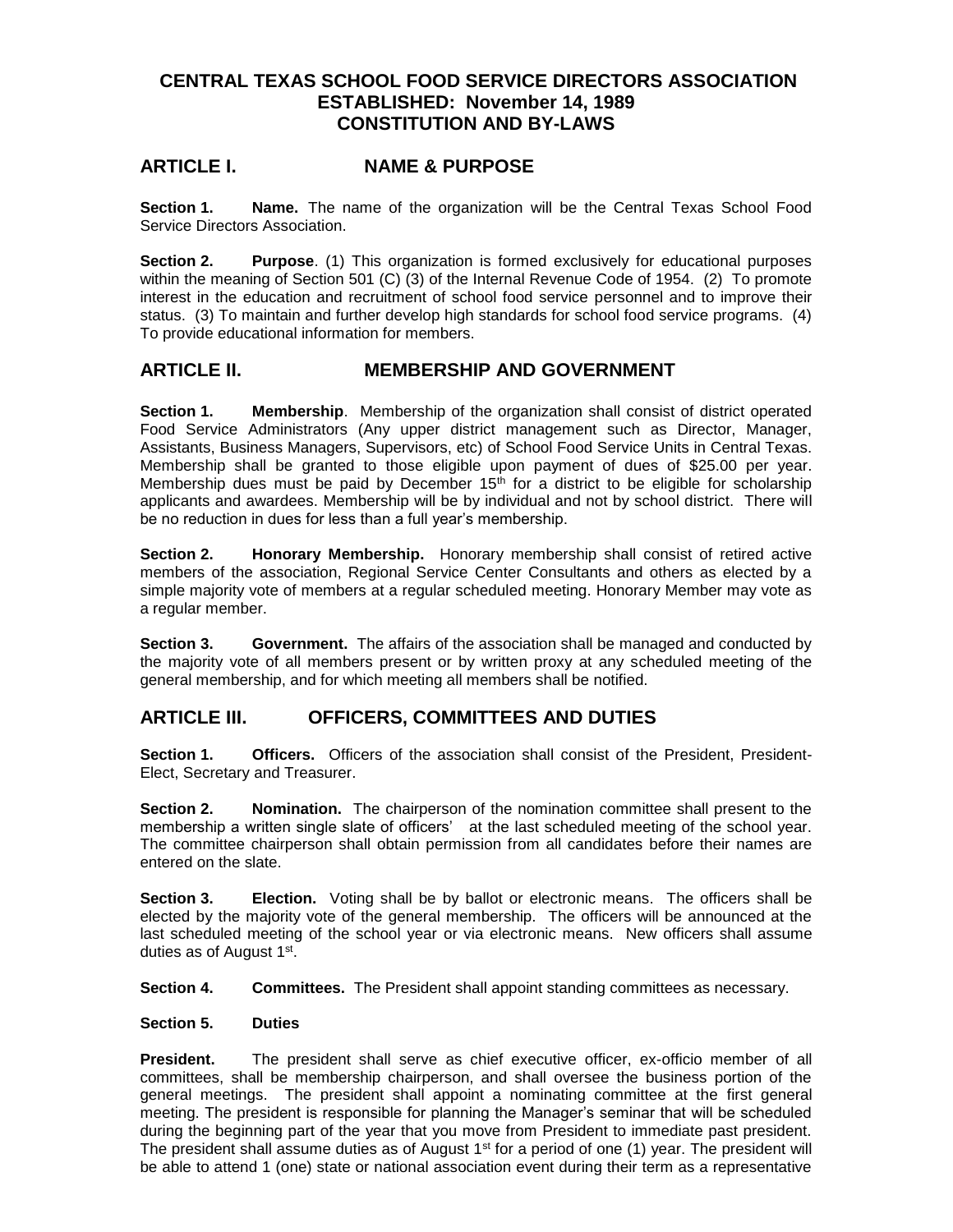# CENTRAL TEXAS SCHOOL FOOD SERVICE DIRECTORS ASSOCIATION
## ESTABLISHED: November 14, 1989
## CONSTITUTION AND BY-LAWS

## ARTICLE I. NAME & PURPOSE

**Section 1. Name.** The name of the organization will be the Central Texas School Food Service Directors Association.

**Section 2. Purpose**. (1) This organization is formed exclusively for educational purposes within the meaning of Section 501 (C) (3) of the Internal Revenue Code of 1954. (2) To promote interest in the education and recruitment of school food service personnel and to improve their status. (3) To maintain and further develop high standards for school food service programs. (4) To provide educational information for members.

## ARTICLE II. MEMBERSHIP AND GOVERNMENT

**Section 1. Membership**. Membership of the organization shall consist of district operated Food Service Administrators (Any upper district management such as Director, Manager, Assistants, Business Managers, Supervisors, etc) of School Food Service Units in Central Texas. Membership shall be granted to those eligible upon payment of dues of $25.00 per year. Membership dues must be paid by December 15th for a district to be eligible for scholarship applicants and awardees. Membership will be by individual and not by school district. There will be no reduction in dues for less than a full year's membership.

**Section 2. Honorary Membership.** Honorary membership shall consist of retired active members of the association, Regional Service Center Consultants and others as elected by a simple majority vote of members at a regular scheduled meeting. Honorary Member may vote as a regular member.

**Section 3. Government.** The affairs of the association shall be managed and conducted by the majority vote of all members present or by written proxy at any scheduled meeting of the general membership, and for which meeting all members shall be notified.

## ARTICLE III. OFFICERS, COMMITTEES AND DUTIES

**Section 1. Officers.** Officers of the association shall consist of the President, President-Elect, Secretary and Treasurer.

**Section 2. Nomination.** The chairperson of the nomination committee shall present to the membership a written single slate of officers' at the last scheduled meeting of the school year. The committee chairperson shall obtain permission from all candidates before their names are entered on the slate.

**Section 3. Election.** Voting shall be by ballot or electronic means. The officers shall be elected by the majority vote of the general membership. The officers will be announced at the last scheduled meeting of the school year or via electronic means. New officers shall assume duties as of August 1st.

**Section 4. Committees.** The President shall appoint standing committees as necessary.

**Section 5. Duties**

**President.** The president shall serve as chief executive officer, ex-officio member of all committees, shall be membership chairperson, and shall oversee the business portion of the general meetings. The president shall appoint a nominating committee at the first general meeting. The president is responsible for planning the Manager's seminar that will be scheduled during the beginning part of the year that you move from President to immediate past president. The president shall assume duties as of August 1st for a period of one (1) year. The president will be able to attend 1 (one) state or national association event during their term as a representative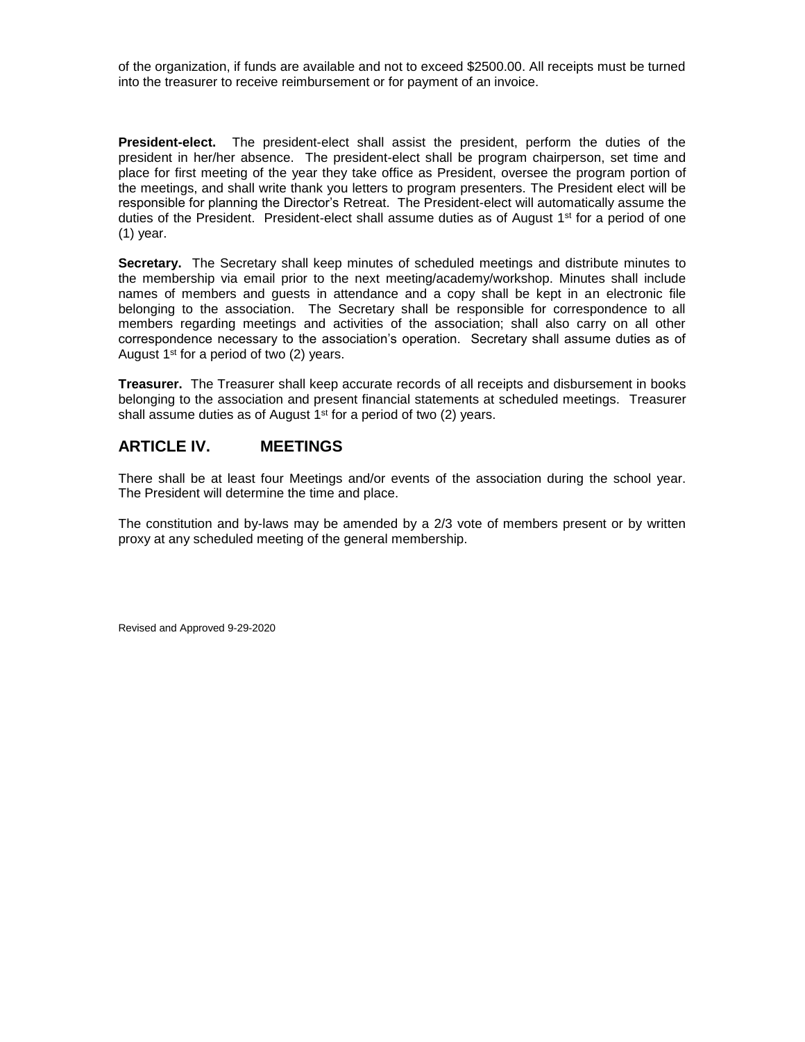of the organization, if funds are available and not to exceed $2500.00. All receipts must be turned into the treasurer to receive reimbursement or for payment of an invoice.

**President-elect.** The president-elect shall assist the president, perform the duties of the president in her/her absence. The president-elect shall be program chairperson, set time and place for first meeting of the year they take office as President, oversee the program portion of the meetings, and shall write thank you letters to program presenters. The President elect will be responsible for planning the Director's Retreat. The President-elect will automatically assume the duties of the President. President-elect shall assume duties as of August 1st for a period of one (1) year.

**Secretary.** The Secretary shall keep minutes of scheduled meetings and distribute minutes to the membership via email prior to the next meeting/academy/workshop. Minutes shall include names of members and guests in attendance and a copy shall be kept in an electronic file belonging to the association. The Secretary shall be responsible for correspondence to all members regarding meetings and activities of the association; shall also carry on all other correspondence necessary to the association's operation. Secretary shall assume duties as of August 1st for a period of two (2) years.

**Treasurer.** The Treasurer shall keep accurate records of all receipts and disbursement in books belonging to the association and present financial statements at scheduled meetings. Treasurer shall assume duties as of August 1st for a period of two (2) years.

## ARTICLE IV. MEETINGS

There shall be at least four Meetings and/or events of the association during the school year. The President will determine the time and place.

The constitution and by-laws may be amended by a 2/3 vote of members present or by written proxy at any scheduled meeting of the general membership.

Revised and Approved 9-29-2020